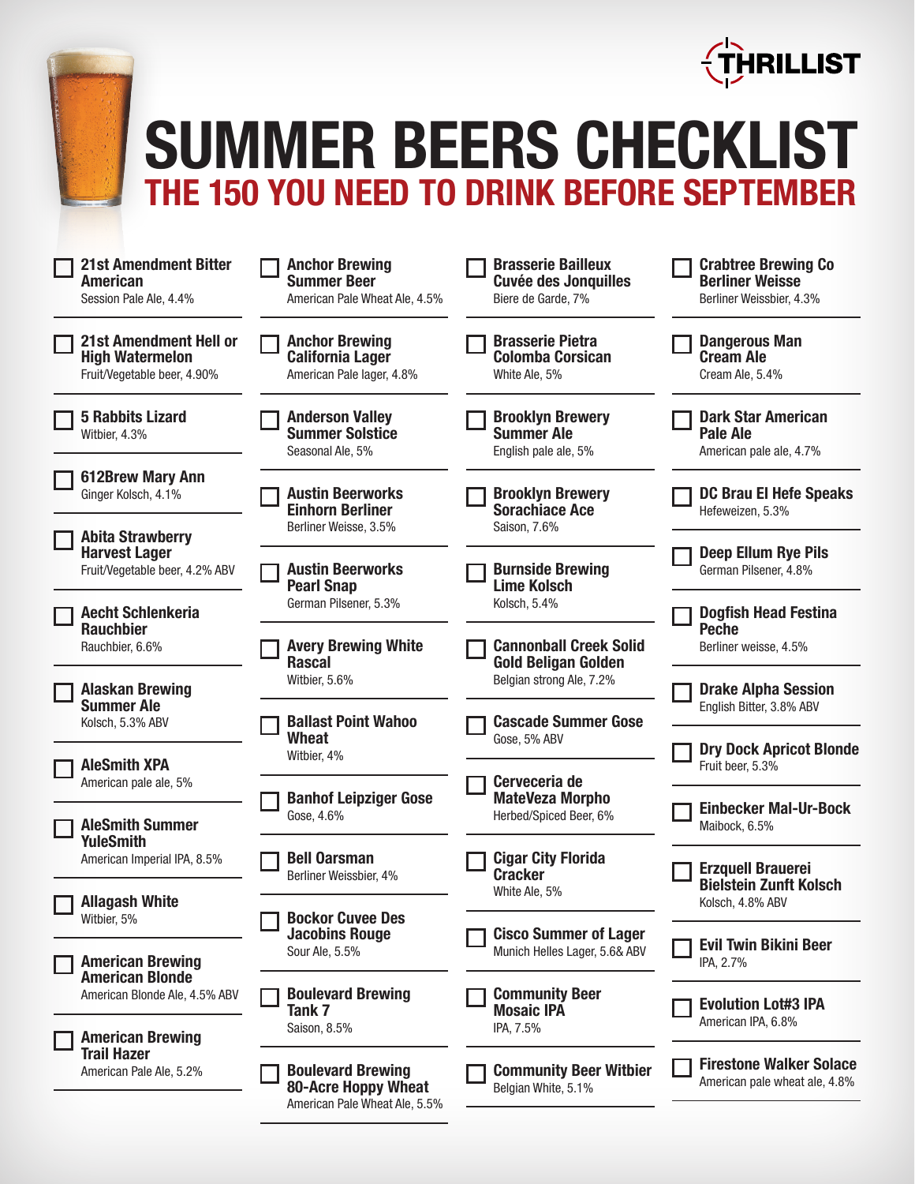THRILLIST

# SUMMER BEERS CHECKLIST

## THE 150 YOU NEED TO DRINK BEFORE SEPTEMBER

- [ ] **21st Amendment Bitter American**
  Session Pale Ale, 4.4%
- [ ] **21st Amendment Hell or High Watermelon**
  Fruit/Vegetable beer, 4.90%
- [ ] **5 Rabbits Lizard**
  Witbier, 4.3%
- [ ] **612Brew Mary Ann**
  Ginger Kolsch, 4.1%
- [ ] **Abita Strawberry Harvest Lager**
  Fruit/Vegetable beer, 4.2% ABV
- [ ] **Aecht Schlenkeria Rauchbier**
  Rauchbier, 6.6%
- [ ] **Alaskan Brewing Summer Ale**
  Kolsch, 5.3% ABV
- [ ] **AleSmith XPA**
  American pale ale, 5%
- [ ] **AleSmith Summer YuleSmith**
  American Imperial IPA, 8.5%
- [ ] **Allagash White**
  Witbier, 5%
- [ ] **American Brewing American Blonde**
  American Blonde Ale, 4.5% ABV
- [ ] **American Brewing Trail Hazer**
  American Pale Ale, 5.2%
- [ ] **Anchor Brewing Summer Beer**
  American Pale Wheat Ale, 4.5%
- [ ] **Anchor Brewing California Lager**
  American Pale lager, 4.8%
- [ ] **Anderson Valley Summer Solstice**
  Seasonal Ale, 5%
- [ ] **Austin Beerworks Einhorn Berliner**
  Berliner Weisse, 3.5%
- [ ] **Austin Beerworks Pearl Snap**
  German Pilsener, 5.3%
- [ ] **Avery Brewing White Rascal**
  Witbier, 5.6%
- [ ] **Ballast Point Wahoo Wheat**
  Witbier, 4%
- [ ] **Banhof Leipziger Gose**
  Gose, 4.6%
- [ ] **Bell Oarsman**
  Berliner Weissbier, 4%
- [ ] **Bockor Cuvee Des Jacobins Rouge**
  Sour Ale, 5.5%
- [ ] **Boulevard Brewing Tank 7**
  Saison, 8.5%
- [ ] **Boulevard Brewing 80-Acre Hoppy Wheat**
  American Pale Wheat Ale, 5.5%
- [ ] **Brasserie Bailleux Cuvée des Jonquilles**
  Biere de Garde, 7%
- [ ] **Brasserie Pietra Colomba Corsican**
  White Ale, 5%
- [ ] **Brooklyn Brewery Summer Ale**
  English pale ale, 5%
- [ ] **Brooklyn Brewery Sorachiace Ace**
  Saison, 7.6%
- [ ] **Burnside Brewing Lime Kolsch**
  Kolsch, 5.4%
- [ ] **Cannonball Creek Solid Gold Beligan Golden**
  Belgian strong Ale, 7.2%
- [ ] **Cascade Summer Gose**
  Gose, 5% ABV
- [ ] **Cerveceria de MateVeza Morpho**
  Herbed/Spiced Beer, 6%
- [ ] **Cigar City Florida Cracker**
  White Ale, 5%
- [ ] **Cisco Summer of Lager**
  Munich Helles Lager, 5.6& ABV
- [ ] **Community Beer Mosaic IPA**
  IPA, 7.5%
- [ ] **Community Beer Witbier**
  Belgian White, 5.1%
- [ ] **Crabtree Brewing Co Berliner Weisse**
  Berliner Weissbier, 4.3%
- [ ] **Dangerous Man Cream Ale**
  Cream Ale, 5.4%
- [ ] **Dark Star American Pale Ale**
  American pale ale, 4.7%
- [ ] **DC Brau El Hefe Speaks**
  Hefeweizen, 5.3%
- [ ] **Deep Ellum Rye Pils**
  German Pilsener, 4.8%
- [ ] **Dogfish Head Festina Peche**
  Berliner weisse, 4.5%
- [ ] **Drake Alpha Session**
  English Bitter, 3.8% ABV
- [ ] **Dry Dock Apricot Blonde**
  Fruit beer, 5.3%
- [ ] **Einbecker Mal-Ur-Bock**
  Maibock, 6.5%
- [ ] **Erzquell Brauerei Bielstein Zunft Kolsch**
  Kolsch, 4.8% ABV
- [ ] **Evil Twin Bikini Beer**
  IPA, 2.7%
- [ ] **Evolution Lot#3 IPA**
  American IPA, 6.8%
- [ ] **Firestone Walker Solace**
  American pale wheat ale, 4.8%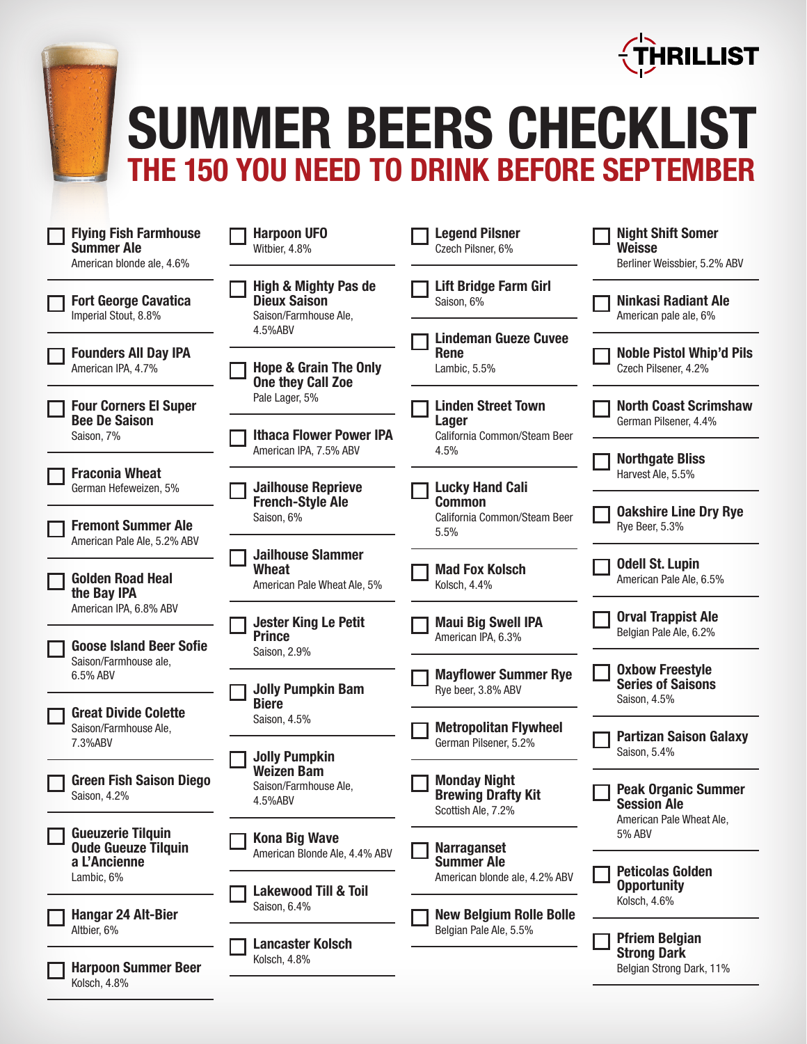THRILLIST

# SUMMER BEERS CHECKLIST

## THE 150 YOU NEED TO DRINK BEFORE SEPTEMBER

- ☐ **Flying Fish Farmhouse Summer Ale**
  American blonde ale, 4.6%
- ☐ **Fort George Cavatica**
  Imperial Stout, 8.8%
- ☐ **Founders All Day IPA**
  American IPA, 4.7%
- ☐ **Four Corners El Super Bee De Saison**
  Saison, 7%
- ☐ **Fraconia Wheat**
  German Hefeweizen, 5%
- ☐ **Fremont Summer Ale**
  American Pale Ale, 5.2% ABV
- ☐ **Golden Road Heal the Bay IPA**
  American IPA, 6.8% ABV
- ☐ **Goose Island Beer Sofie**
  Saison/Farmhouse ale, 6.5% ABV
- ☐ **Great Divide Colette**
  Saison/Farmhouse Ale, 7.3%ABV
- ☐ **Green Fish Saison Diego**
  Saison, 4.2%
- ☐ **Gueuzerie Tilquin Oude Gueuze Tilquin a L'Ancienne**
  Lambic, 6%
- ☐ **Hangar 24 Alt-Bier**
  Altbier, 6%
- ☐ **Harpoon Summer Beer**
  Kolsch, 4.8%
- ☐ **Harpoon UFO**
  Witbier, 4.8%
- ☐ **High & Mighty Pas de Dieux Saison**
  Saison/Farmhouse Ale, 4.5%ABV
- ☐ **Hope & Grain The Only One they Call Zoe**
  Pale Lager, 5%
- ☐ **Ithaca Flower Power IPA**
  American IPA, 7.5% ABV
- ☐ **Jailhouse Reprieve French-Style Ale**
  Saison, 6%
- ☐ **Jailhouse Slammer Wheat**
  American Pale Wheat Ale, 5%
- ☐ **Jester King Le Petit Prince**
  Saison, 2.9%
- ☐ **Jolly Pumpkin Bam Biere**
  Saison, 4.5%
- ☐ **Jolly Pumpkin Weizen Bam**
  Saison/Farmhouse Ale, 4.5%ABV
- ☐ **Kona Big Wave**
  American Blonde Ale, 4.4% ABV
- ☐ **Lakewood Till & Toil**
  Saison, 6.4%
- ☐ **Lancaster Kolsch**
  Kolsch, 4.8%
- ☐ **Legend Pilsner**
  Czech Pilsner, 6%
- ☐ **Lift Bridge Farm Girl**
  Saison, 6%
- ☐ **Lindeman Gueze Cuvee Rene**
  Lambic, 5.5%
- ☐ **Linden Street Town Lager**
  California Common/Steam Beer 4.5%
- ☐ **Lucky Hand Cali Common**
  California Common/Steam Beer 5.5%
- ☐ **Mad Fox Kolsch**
  Kolsch, 4.4%
- ☐ **Maui Big Swell IPA**
  American IPA, 6.3%
- ☐ **Mayflower Summer Rye**
  Rye beer, 3.8% ABV
- ☐ **Metropolitan Flywheel**
  German Pilsener, 5.2%
- ☐ **Monday Night Brewing Drafty Kit**
  Scottish Ale, 7.2%
- ☐ **Narragansett Summer Ale**
  American blonde ale, 4.2% ABV
- ☐ **New Belgium Rolle Bolle**
  Belgian Pale Ale, 5.5%
- ☐ **Night Shift Somer Weisse**
  Berliner Weissbier, 5.2% ABV
- ☐ **Ninkasi Radiant Ale**
  American pale ale, 6%
- ☐ **Noble Pistol Whip'd Pils**
  Czech Pilsener, 4.2%
- ☐ **North Coast Scrimshaw**
  German Pilsener, 4.4%
- ☐ **Northgate Bliss**
  Harvest Ale, 5.5%
- ☐ **Oakshire Line Dry Rye**
  Rye Beer, 5.3%
- ☐ **Odell St. Lupin**
  American Pale Ale, 6.5%
- ☐ **Orval Trappist Ale**
  Belgian Pale Ale, 6.2%
- ☐ **Oxbow Freestyle Series of Saisons**
  Saison, 4.5%
- ☐ **Partizan Saison Galaxy**
  Saison, 5.4%
- ☐ **Peak Organic Summer Session Ale**
  American Pale Wheat Ale, 5% ABV
- ☐ **Peticolas Golden Opportunity**
  Kolsch, 4.6%
- ☐ **Pfriem Belgian Strong Dark**
  Belgian Strong Dark, 11%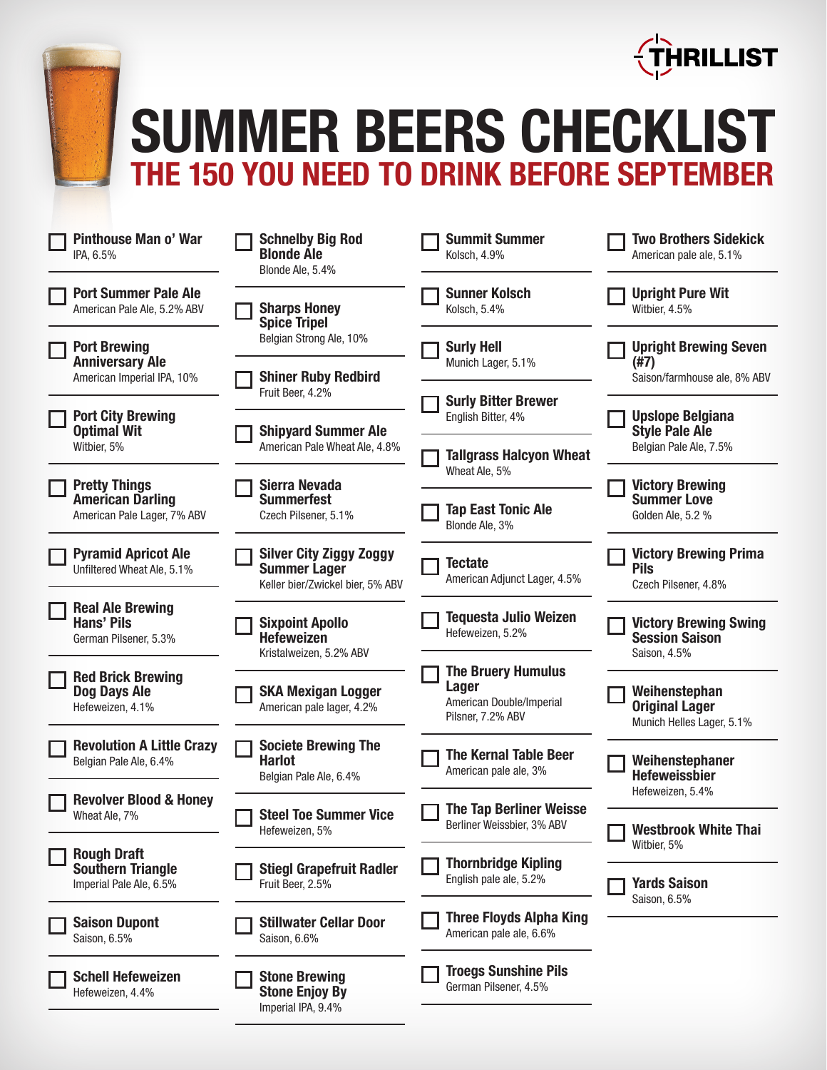THRILLIST

# SUMMER BEERS CHECKLIST

## THE 150 YOU NEED TO DRINK BEFORE SEPTEMBER

- [ ] **Pinthouse Man o' War**
  IPA, 6.5%
- [ ] **Port Summer Pale Ale**
  American Pale Ale, 5.2% ABV
- [ ] **Port Brewing Anniversary Ale**
  American Imperial IPA, 10%
- [ ] **Port City Brewing Optimal Wit**
  Witbier, 5%
- [ ] **Pretty Things American Darling**
  American Pale Lager, 7% ABV
- [ ] **Pyramid Apricot Ale**
  Unfiltered Wheat Ale, 5.1%
- [ ] **Real Ale Brewing Hans' Pils**
  German Pilsener, 5.3%
- [ ] **Red Brick Brewing Dog Days Ale**
  Hefeweizen, 4.1%
- [ ] **Revolution A Little Crazy**
  Belgian Pale Ale, 6.4%
- [ ] **Revolver Blood & Honey**
  Wheat Ale, 7%
- [ ] **Rough Draft Southern Triangle**
  Imperial Pale Ale, 6.5%
- [ ] **Saison Dupont**
  Saison, 6.5%
- [ ] **Schell Hefeweizen**
  Hefeweizen, 4.4%
- [ ] **Schnelby Big Rod Blonde Ale**
  Blonde Ale, 5.4%
- [ ] **Sharps Honey Spice Tripel**
  Belgian Strong Ale, 10%
- [ ] **Shiner Ruby Redbird**
  Fruit Beer, 4.2%
- [ ] **Shipyard Summer Ale**
  American Pale Wheat Ale, 4.8%
- [ ] **Sierra Nevada Summerfest**
  Czech Pilsener, 5.1%
- [ ] **Silver City Ziggy Zoggy Summer Lager**
  Keller bier/Zwickel bier, 5% ABV
- [ ] **Sixpoint Apollo Hefeweizen**
  Kristalweizen, 5.2% ABV
- [ ] **SKA Mexigan Logger**
  American pale lager, 4.2%
- [ ] **Societe Brewing The Harlot**
  Belgian Pale Ale, 6.4%
- [ ] **Steel Toe Summer Vice**
  Hefeweizen, 5%
- [ ] **Stiegl Grapefruit Radler**
  Fruit Beer, 2.5%
- [ ] **Stillwater Cellar Door**
  Saison, 6.6%
- [ ] **Stone Brewing Stone Enjoy By**
  Imperial IPA, 9.4%
- [ ] **Summit Summer**
  Kolsch, 4.9%
- [ ] **Sunner Kolsch**
  Kolsch, 5.4%
- [ ] **Surly Hell**
  Munich Lager, 5.1%
- [ ] **Surly Bitter Brewer**
  English Bitter, 4%
- [ ] **Tallgrass Halcyon Wheat**
  Wheat Ale, 5%
- [ ] **Tap East Tonic Ale**
  Blonde Ale, 3%
- [ ] **Tectate**
  American Adjunct Lager, 4.5%
- [ ] **Tequesta Julio Weizen**
  Hefeweizen, 5.2%
- [ ] **The Bruery Humulus Lager**
  American Double/Imperial Pilsner, 7.2% ABV
- [ ] **The Kernal Table Beer**
  American pale ale, 3%
- [ ] **The Tap Berliner Weisse**
  Berliner Weissbier, 3% ABV
- [ ] **Thornbridge Kipling**
  English pale ale, 5.2%
- [ ] **Three Floyds Alpha King**
  American pale ale, 6.6%
- [ ] **Troegs Sunshine Pils**
  German Pilsener, 4.5%
- [ ] **Two Brothers Sidekick**
  American pale ale, 5.1%
- [ ] **Upright Pure Wit**
  Witbier, 4.5%
- [ ] **Upright Brewing Seven (#7)**
  Saison/farmhouse ale, 8% ABV
- [ ] **Upslope Belgiana Style Pale Ale**
  Belgian Pale Ale, 7.5%
- [ ] **Victory Brewing Summer Love**
  Golden Ale, 5.2 %
- [ ] **Victory Brewing Prima Pils**
  Czech Pilsener, 4.8%
- [ ] **Victory Brewing Swing Session Saison**
  Saison, 4.5%
- [ ] **Weihenstephan Original Lager**
  Munich Helles Lager, 5.1%
- [ ] **Weihenstephaner Hefeweissbier**
  Hefeweizen, 5.4%
- [ ] **Westbrook White Thai**
  Witbier, 5%
- [ ] **Yards Saison**
  Saison, 6.5%